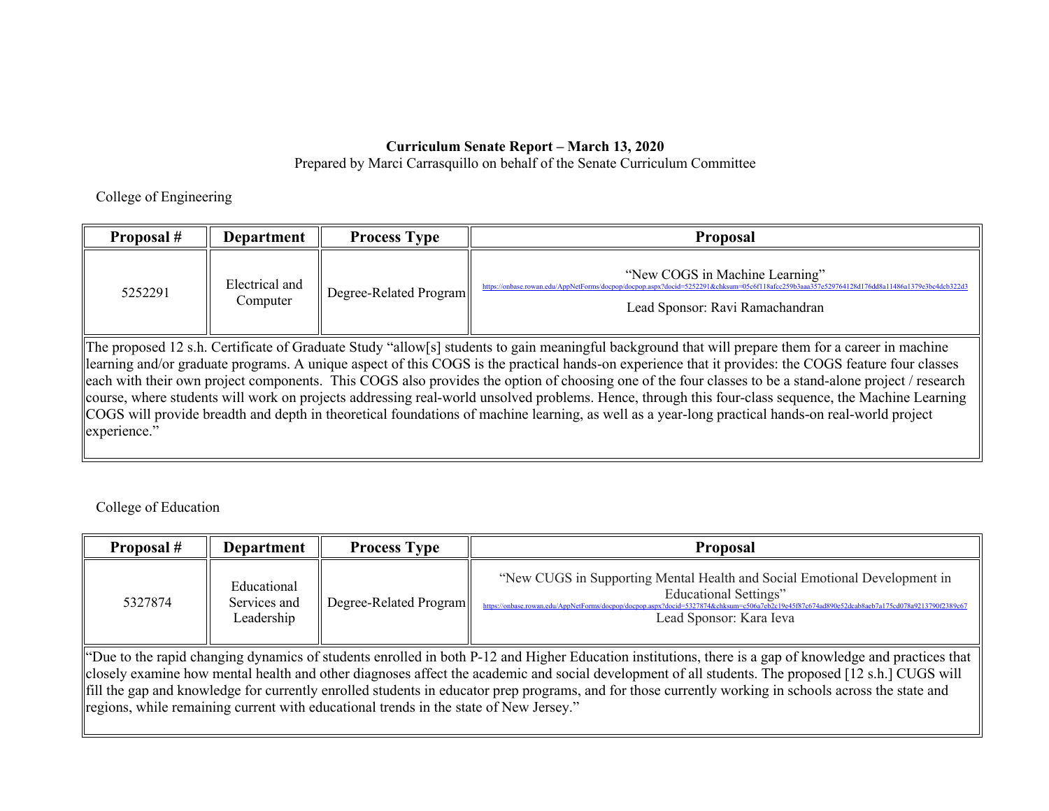**Curriculum Senate Report – March 13, 2020**

Prepared by Marci Carrasquillo on behalf of the Senate Curriculum Committee

College of Engineering

| Proposal # | Department | Process Type | Proposal |
|---|---|---|---|
| 5252291 | Electrical and Computer | Degree-Related Program | "New COGS in Machine Learning" https://onbase.rowan.edu/AppNetForms/docpop/docpop.aspx?docid=5252291&chksum=05c6f118afcc259b3aaa357e529764128d176dd8a11486a1379e3bc4dcb322d3 Lead Sponsor: Ravi Ramachandran |
| The proposed 12 s.h. Certificate of Graduate Study "allow[s] students to gain meaningful background that will prepare them for a career in machine learning and/or graduate programs. A unique aspect of this COGS is the practical hands-on experience that it provides: the COGS feature four classes each with their own project components. This COGS also provides the option of choosing one of the four classes to be a stand-alone project / research course, where students will work on projects addressing real-world unsolved problems. Hence, through this four-class sequence, the Machine Learning COGS will provide breadth and depth in theoretical foundations of machine learning, as well as a year-long practical hands-on real-world project experience." | | | |

College of Education

| Proposal # | Department | Process Type | Proposal |
|---|---|---|---|
| 5327874 | Educational Services and Leadership | Degree-Related Program | "New CUGS in Supporting Mental Health and Social Emotional Development in Educational Settings" https://onbase.rowan.edu/AppNetForms/docpop/docpop.aspx?docid=5327874&chksum=c506a7eb2c19e45f87c674ad890e52dcab8aeb7a175cd078a9213790f2389c67 Lead Sponsor: Kara Ieva |
| "Due to the rapid changing dynamics of students enrolled in both P-12 and Higher Education institutions, there is a gap of knowledge and practices that closely examine how mental health and other diagnoses affect the academic and social development of all students. The proposed [12 s.h.] CUGS will fill the gap and knowledge for currently enrolled students in educator prep programs, and for those currently working in schools across the state and regions, while remaining current with educational trends in the state of New Jersey." | | | |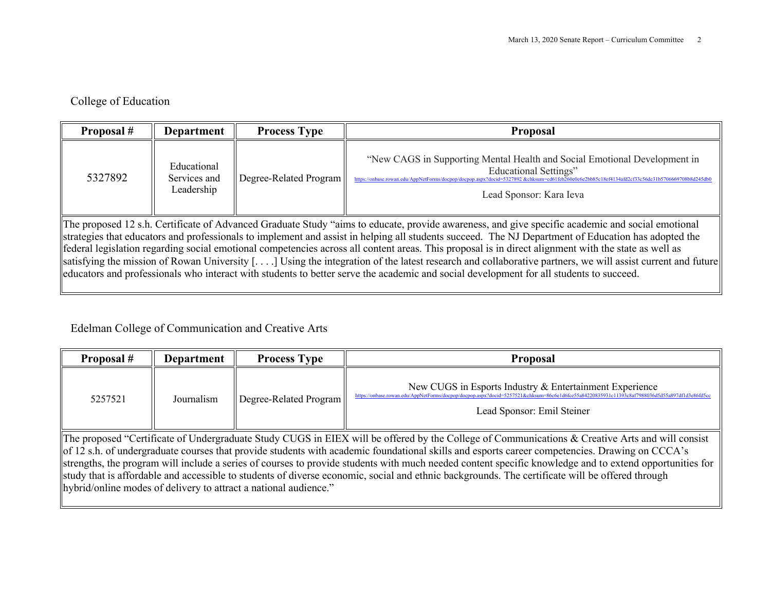College of Education

| Proposal # | Department | Process Type | Proposal |
|---|---|---|---|
| 5327892 | Educational Services and Leadership | Degree-Related Program | "New CAGS in Supporting Mental Health and Social Emotional Development in Educational Settings" https://onbase.rowan.edu/AppNetForms/docpop/docpop.aspx?docid=5327892 &chksum=cd61feb260e0e6e2bb85c18ef4134afd2cf33c56de31b5706669708b8d245db0 Lead Sponsor: Kara Ieva |
| The proposed 12 s.h. Certificate of Advanced Graduate Study "aims to educate, provide awareness, and give specific academic and social emotional strategies that educators and professionals to implement and assist in helping all students succeed. The NJ Department of Education has adopted the federal legislation regarding social emotional competencies across all content areas. This proposal is in direct alignment with the state as well as satisfying the mission of Rowan University [. . . .] Using the integration of the latest research and collaborative partners, we will assist current and future educators and professionals who interact with students to better serve the academic and social development for all students to succeed. | | | |

Edelman College of Communication and Creative Arts

| Proposal # | Department | Process Type | Proposal |
|---|---|---|---|
| 5257521 | Journalism | Degree-Related Program | New CUGS in Esports Industry & Entertainment Experience https://onbase.rowan.edu/AppNetForms/docpop/docpop.aspx?docid=5257521&chksum=86c6e1d6fce55a84220835931c11393c8af7988036d5d55a897df1d3e86fd5cc Lead Sponsor: Emil Steiner |
| The proposed "Certificate of Undergraduate Study CUGS in EIEX will be offered by the College of Communications & Creative Arts and will consist of 12 s.h. of undergraduate courses that provide students with academic foundational skills and esports career competencies. Drawing on CCCA's strengths, the program will include a series of courses to provide students with much needed content specific knowledge and to extend opportunities for study that is affordable and accessible to students of diverse economic, social and ethnic backgrounds. The certificate will be offered through hybrid/online modes of delivery to attract a national audience." | | | |